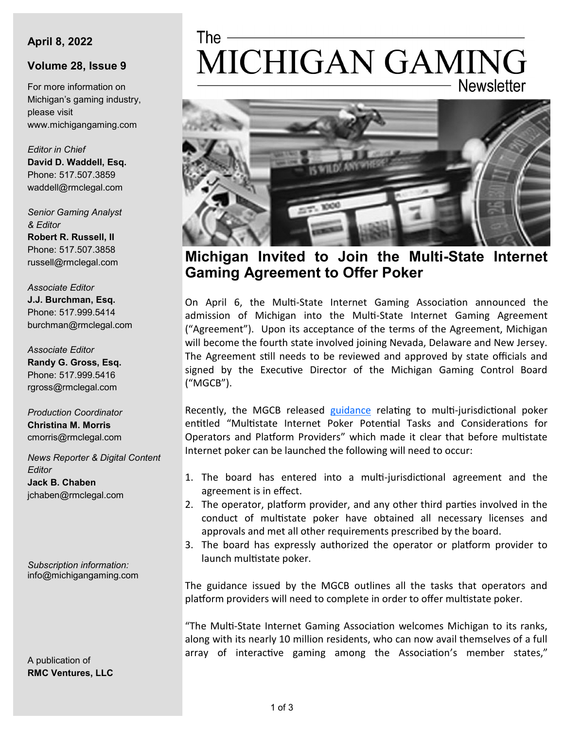**April 8, 2022**

**Volume 28, Issue 9**

For more information on Michigan's gaming industry, please visit www.michigangaming.com

*Editor in Chief*
**David D. Waddell, Esq.**
Phone: 517.507.3859
waddell@rmclegal.com

*Senior Gaming Analyst & Editor*
**Robert R. Russell, II**
Phone: 517.507.3858
russell@rmclegal.com

*Associate Editor*
**J.J. Burchman, Esq.**
Phone: 517.999.5414
burchman@rmclegal.com

*Associate Editor*
**Randy G. Gross, Esq.**
Phone: 517.999.5416
rgross@rmclegal.com

*Production Coordinator*
**Christina M. Morris**
cmorris@rmclegal.com

*News Reporter & Digital Content Editor*
**Jack B. Chaben**
jchaben@rmclegal.com

*Subscription information:*
info@michigangaming.com

A publication of
**RMC Ventures, LLC**

# The MICHIGAN GAMING Newsletter

## Michigan Invited to Join the Multi-State Internet Gaming Agreement to Offer Poker

On April 6, the Multi-State Internet Gaming Association announced the admission of Michigan into the Multi-State Internet Gaming Agreement ("Agreement"). Upon its acceptance of the terms of the Agreement, Michigan will become the fourth state involved joining Nevada, Delaware and New Jersey. The Agreement still needs to be reviewed and approved by state officials and signed by the Executive Director of the Michigan Gaming Control Board ("MGCB").

Recently, the MGCB released guidance relating to multi-jurisdictional poker entitled "Multistate Internet Poker Potential Tasks and Considerations for Operators and Platform Providers" which made it clear that before multistate Internet poker can be launched the following will need to occur:

1. The board has entered into a multi-jurisdictional agreement and the agreement is in effect.
2. The operator, platform provider, and any other third parties involved in the conduct of multistate poker have obtained all necessary licenses and approvals and met all other requirements prescribed by the board.
3. The board has expressly authorized the operator or platform provider to launch multistate poker.

The guidance issued by the MGCB outlines all the tasks that operators and platform providers will need to complete in order to offer multistate poker.

"The Multi-State Internet Gaming Association welcomes Michigan to its ranks, along with its nearly 10 million residents, who can now avail themselves of a full array of interactive gaming among the Association's member states,"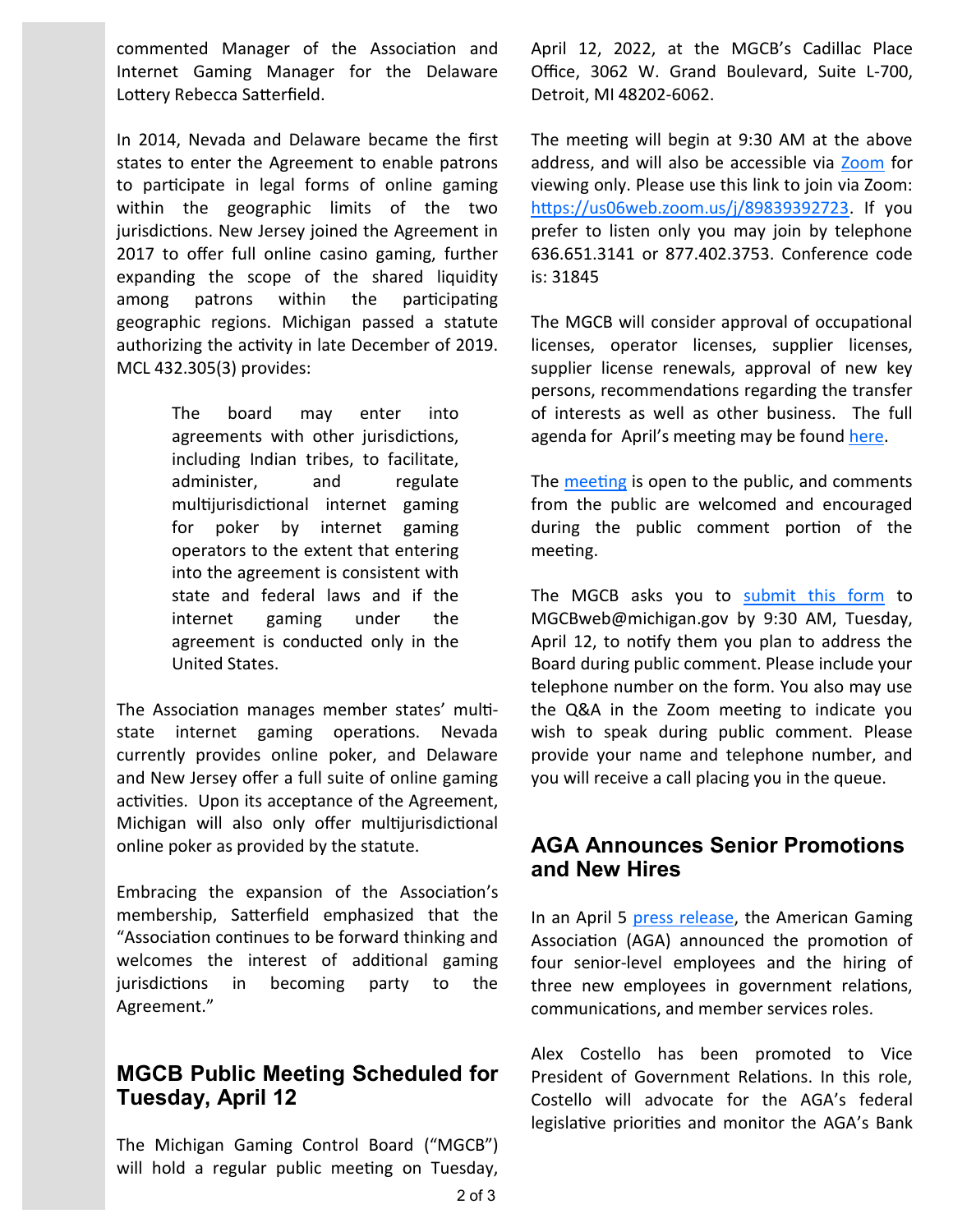commented Manager of the Association and Internet Gaming Manager for the Delaware Lottery Rebecca Satterfield.

In 2014, Nevada and Delaware became the first states to enter the Agreement to enable patrons to participate in legal forms of online gaming within the geographic limits of the two jurisdictions. New Jersey joined the Agreement in 2017 to offer full online casino gaming, further expanding the scope of the shared liquidity among patrons within the participating geographic regions. Michigan passed a statute authorizing the activity in late December of 2019. MCL 432.305(3) provides:

> The board may enter into agreements with other jurisdictions, including Indian tribes, to facilitate, administer, and regulate multijurisdictional internet gaming for poker by internet gaming operators to the extent that entering into the agreement is consistent with state and federal laws and if the internet gaming under the agreement is conducted only in the United States.

The Association manages member states' multi-state internet gaming operations. Nevada currently provides online poker, and Delaware and New Jersey offer a full suite of online gaming activities. Upon its acceptance of the Agreement, Michigan will also only offer multijurisdictional online poker as provided by the statute.

Embracing the expansion of the Association's membership, Satterfield emphasized that the "Association continues to be forward thinking and welcomes the interest of additional gaming jurisdictions in becoming party to the Agreement."

## MGCB Public Meeting Scheduled for Tuesday, April 12

The Michigan Gaming Control Board ("MGCB") will hold a regular public meeting on Tuesday, April 12, 2022, at the MGCB's Cadillac Place Office, 3062 W. Grand Boulevard, Suite L-700, Detroit, MI 48202-6062.

The meeting will begin at 9:30 AM at the above address, and will also be accessible via Zoom for viewing only. Please use this link to join via Zoom: https://us06web.zoom.us/j/89839392723. If you prefer to listen only you may join by telephone 636.651.3141 or 877.402.3753. Conference code is: 31845

The MGCB will consider approval of occupational licenses, operator licenses, supplier licenses, supplier license renewals, approval of new key persons, recommendations regarding the transfer of interests as well as other business. The full agenda for April's meeting may be found here.

The meeting is open to the public, and comments from the public are welcomed and encouraged during the public comment portion of the meeting.

The MGCB asks you to submit this form to MGCBweb@michigan.gov by 9:30 AM, Tuesday, April 12, to notify them you plan to address the Board during public comment. Please include your telephone number on the form. You also may use the Q&A in the Zoom meeting to indicate you wish to speak during public comment. Please provide your name and telephone number, and you will receive a call placing you in the queue.

## AGA Announces Senior Promotions and New Hires

In an April 5 press release, the American Gaming Association (AGA) announced the promotion of four senior-level employees and the hiring of three new employees in government relations, communications, and member services roles.

Alex Costello has been promoted to Vice President of Government Relations. In this role, Costello will advocate for the AGA's federal legislative priorities and monitor the AGA's Bank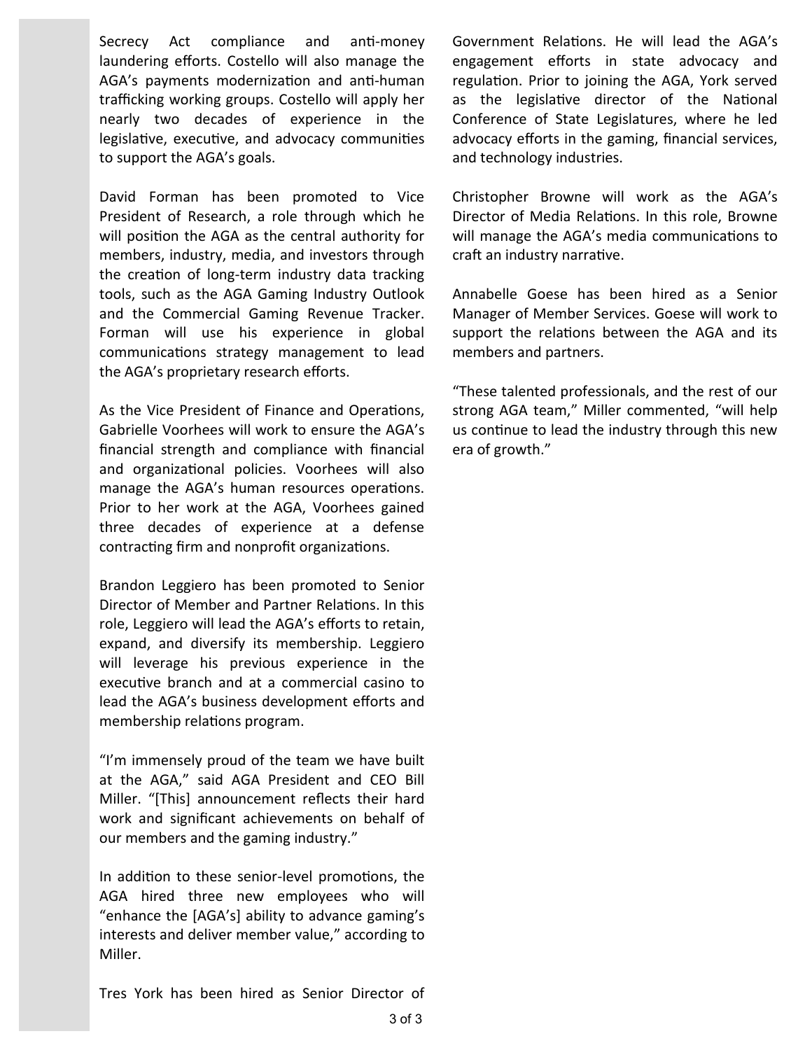Secrecy Act compliance and anti-money laundering efforts. Costello will also manage the AGA's payments modernization and anti-human trafficking working groups. Costello will apply her nearly two decades of experience in the legislative, executive, and advocacy communities to support the AGA's goals.

David Forman has been promoted to Vice President of Research, a role through which he will position the AGA as the central authority for members, industry, media, and investors through the creation of long-term industry data tracking tools, such as the AGA Gaming Industry Outlook and the Commercial Gaming Revenue Tracker. Forman will use his experience in global communications strategy management to lead the AGA's proprietary research efforts.

As the Vice President of Finance and Operations, Gabrielle Voorhees will work to ensure the AGA's financial strength and compliance with financial and organizational policies. Voorhees will also manage the AGA's human resources operations. Prior to her work at the AGA, Voorhees gained three decades of experience at a defense contracting firm and nonprofit organizations.

Brandon Leggiero has been promoted to Senior Director of Member and Partner Relations. In this role, Leggiero will lead the AGA's efforts to retain, expand, and diversify its membership. Leggiero will leverage his previous experience in the executive branch and at a commercial casino to lead the AGA's business development efforts and membership relations program.

"I'm immensely proud of the team we have built at the AGA," said AGA President and CEO Bill Miller. "[This] announcement reflects their hard work and significant achievements on behalf of our members and the gaming industry."

In addition to these senior-level promotions, the AGA hired three new employees who will "enhance the [AGA's] ability to advance gaming's interests and deliver member value," according to Miller.

Tres York has been hired as Senior Director of Government Relations. He will lead the AGA's engagement efforts in state advocacy and regulation. Prior to joining the AGA, York served as the legislative director of the National Conference of State Legislatures, where he led advocacy efforts in the gaming, financial services, and technology industries.

Christopher Browne will work as the AGA's Director of Media Relations. In this role, Browne will manage the AGA's media communications to craft an industry narrative.

Annabelle Goese has been hired as a Senior Manager of Member Services. Goese will work to support the relations between the AGA and its members and partners.

"These talented professionals, and the rest of our strong AGA team," Miller commented, "will help us continue to lead the industry through this new era of growth."